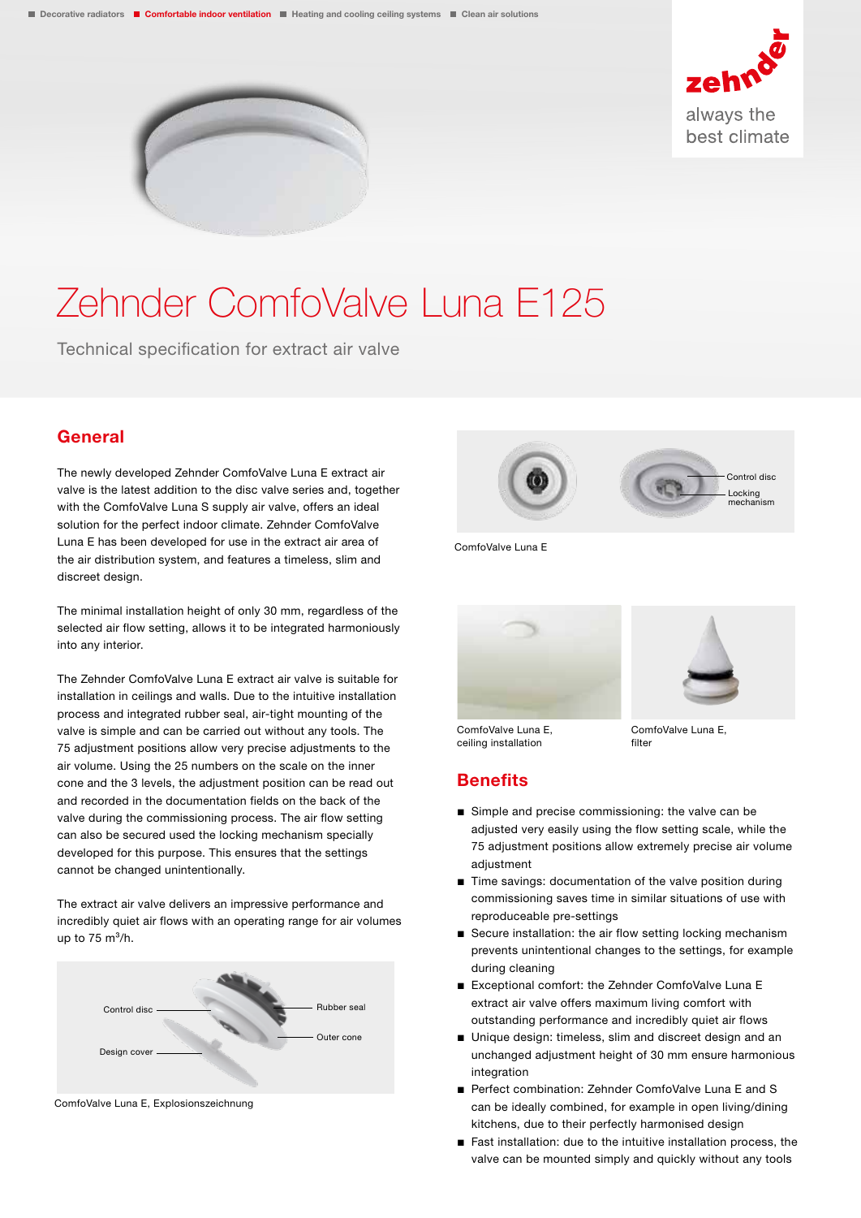# Zehnder ComfoValve Luna E125

Technical specification for extract air valve

## General

The newly developed Zehnder ComfoValve Luna E extract air valve is the latest addition to the disc valve series and, together with the ComfoValve Luna S supply air valve, offers an ideal solution for the perfect indoor climate. Zehnder ComfoValve Luna E has been developed for use in the extract air area of the air distribution system, and features a timeless, slim and discreet design.

The minimal installation height of only 30 mm, regardless of the selected air flow setting, allows it to be integrated harmoniously into any interior.

The Zehnder ComfoValve Luna E extract air valve is suitable for installation in ceilings and walls. Due to the intuitive installation process and integrated rubber seal, air-tight mounting of the valve is simple and can be carried out without any tools. The 75 adjustment positions allow very precise adjustments to the air volume. Using the 25 numbers on the scale on the inner cone and the 3 levels, the adjustment position can be read out and recorded in the documentation fields on the back of the valve during the commissioning process. The air flow setting can also be secured used the locking mechanism specially developed for this purpose. This ensures that the settings cannot be changed unintentionally.

The extract air valve delivers an impressive performance and incredibly quiet air flows with an operating range for air volumes up to 75 m³/h.

Control disc, Rubber seal, Outer cone, Design cover

ComfoValve Luna E, Explosionszeichnung

Control disc, Locking mechanism

ComfoValve Luna E

ComfoValve Luna E, ceiling installation

ComfoValve Luna E, filter

## Benefits

- Simple and precise commissioning: the valve can be adjusted very easily using the flow setting scale, while the 75 adjustment positions allow extremely precise air volume adjustment
- Time savings: documentation of the valve position during commissioning saves time in similar situations of use with reproduceable pre-settings
- Secure installation: the air flow setting locking mechanism prevents unintentional changes to the settings, for example during cleaning
- Exceptional comfort: the Zehnder ComfoValve Luna E extract air valve offers maximum living comfort with outstanding performance and incredibly quiet air flows
- Unique design: timeless, slim and discreet design and an unchanged adjustment height of 30 mm ensure harmonious integration
- Perfect combination: Zehnder ComfoValve Luna E and S can be ideally combined, for example in open living/dining kitchens, due to their perfectly harmonised design
- Fast installation: due to the intuitive installation process, the valve can be mounted simply and quickly without any tools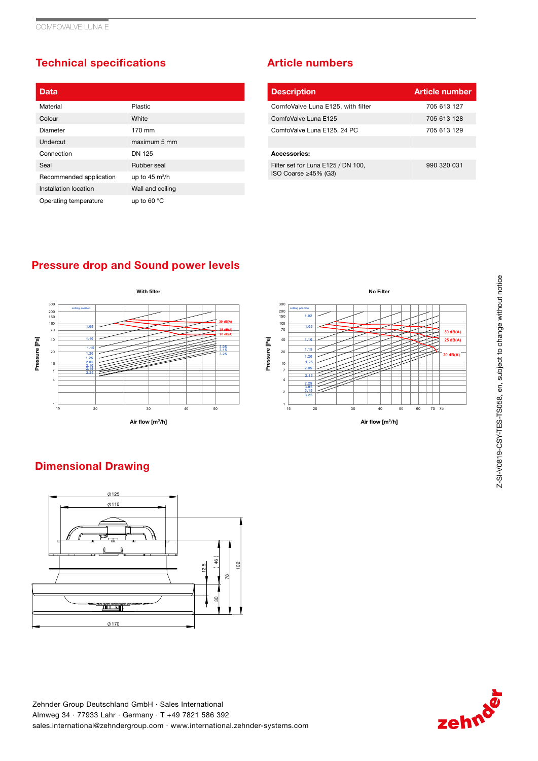## Technical specifications

| Data | |
|---|---|
| Material | Plastic |
| Colour | White |
| Diameter | 170 mm |
| Undercut | maximum 5 mm |
| Connection | DN 125 |
| Seal | Rubber seal |
| Recommended application | up to 45 m³/h |
| Installation location | Wall and ceiling |
| Operating temperature | up to 60 °C |

## Article numbers

| Description | Article number |
|---|---|
| ComfoValve Luna E125, with filter | 705 613 127 |
| ComfoValve Luna E125 | 705 613 128 |
| ComfoValve Luna E125, 24 PC | 705 613 129 |
| | |
| **Accessories:** | |
| Filter set for Luna E125 / DN 100, ISO Coarse ≥45% (G3) | 990 320 031 |

## Pressure drop and Sound power levels

With filter

Pressure [Pa]

300
200
150
100
70
40
20
10
7
4
1

setting position

1.05
1.10
1.15
1.20
1.25
2.05
2.10
2.15
3.25

30 dB(A)
25 dB(A)
20 dB(A)

3.05
3.15
3.25

15 20 30 40 50

Air flow [m³/h]

No Filter

Pressure [Pa]

300
200
150
100
70
40
20
10
7
4
2
1

setting position

1.02
1.05
1.10
1.15
1.20
1.25
2.05
2.15
2.25
3.05
3.15
3.25

30 dB(A)
25 dB(A)
20 dB(A)

15 20 30 40 50 60 70 75

Air flow [m³/h]

## Dimensional Drawing

∅125
∅110
12,5
(46)
78
102
30
∅170

Zehnder Group Deutschland GmbH · Sales International
Almweg 34 · 77933 Lahr · Germany · T +49 7821 586 392
sales.international@zehndergroup.com · www.international.zehnder-systems.com

Z-SI-V0819-CSY-TES-TS058, en, subject to change without notice